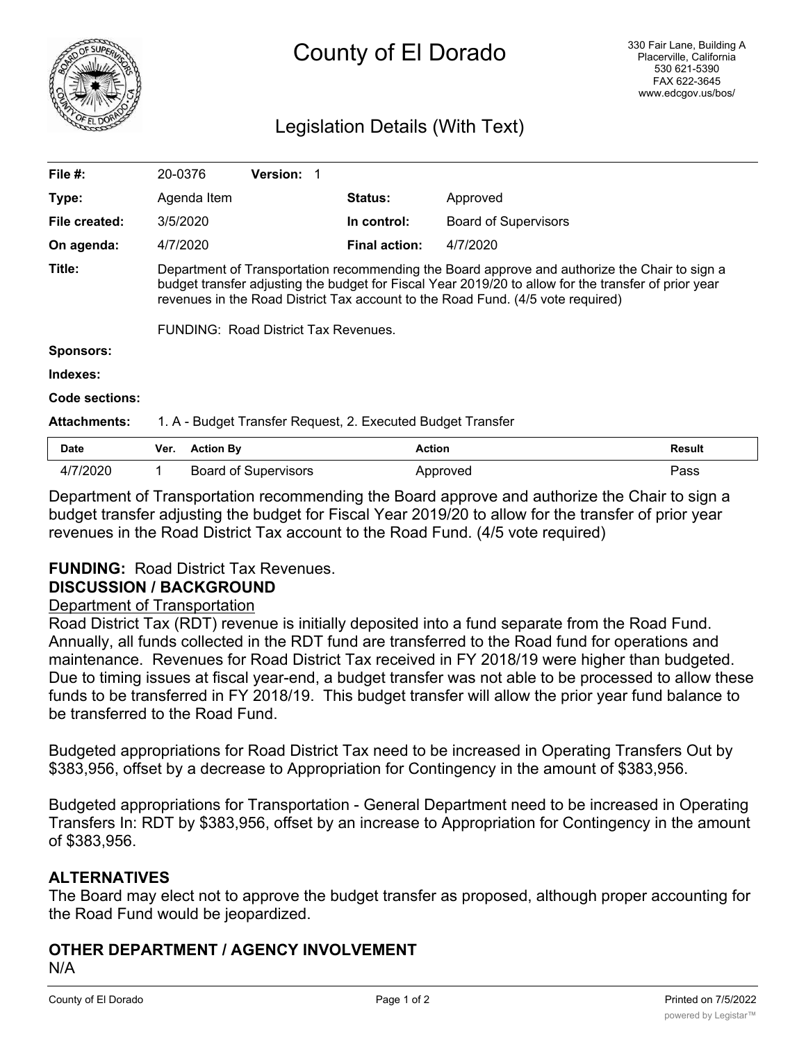# County of El Dorado

330 Fair Lane, Building A
Placerville, California
530 621-5390
FAX 622-3645
www.edcgov.us/bos/

## Legislation Details (With Text)

| | | | |
|---|---|---|---|
| **File #:** | 20-0376 **Version:** 1 | | |
| **Type:** | Agenda Item | **Status:** | Approved |
| **File created:** | 3/5/2020 | **In control:** | Board of Supervisors |
| **On agenda:** | 4/7/2020 | **Final action:** | 4/7/2020 |

**Title:** Department of Transportation recommending the Board approve and authorize the Chair to sign a budget transfer adjusting the budget for Fiscal Year 2019/20 to allow for the transfer of prior year revenues in the Road District Tax account to the Road Fund. (4/5 vote required)

FUNDING: Road District Tax Revenues.

**Sponsors:**

**Indexes:**

**Code sections:**

**Attachments:** 1. A - Budget Transfer Request, 2. Executed Budget Transfer

| Date | Ver. | Action By | Action | Result |
|---|---|---|---|---|
| 4/7/2020 | 1 | Board of Supervisors | Approved | Pass |

Department of Transportation recommending the Board approve and authorize the Chair to sign a budget transfer adjusting the budget for Fiscal Year 2019/20 to allow for the transfer of prior year revenues in the Road District Tax account to the Road Fund. (4/5 vote required)

**FUNDING:** Road District Tax Revenues.

**DISCUSSION / BACKGROUND**

Department of Transportation

Road District Tax (RDT) revenue is initially deposited into a fund separate from the Road Fund. Annually, all funds collected in the RDT fund are transferred to the Road fund for operations and maintenance. Revenues for Road District Tax received in FY 2018/19 were higher than budgeted. Due to timing issues at fiscal year-end, a budget transfer was not able to be processed to allow these funds to be transferred in FY 2018/19. This budget transfer will allow the prior year fund balance to be transferred to the Road Fund.

Budgeted appropriations for Road District Tax need to be increased in Operating Transfers Out by $383,956, offset by a decrease to Appropriation for Contingency in the amount of $383,956.

Budgeted appropriations for Transportation - General Department need to be increased in Operating Transfers In: RDT by $383,956, offset by an increase to Appropriation for Contingency in the amount of $383,956.

**ALTERNATIVES**

The Board may elect not to approve the budget transfer as proposed, although proper accounting for the Road Fund would be jeopardized.

**OTHER DEPARTMENT / AGENCY INVOLVEMENT**

N/A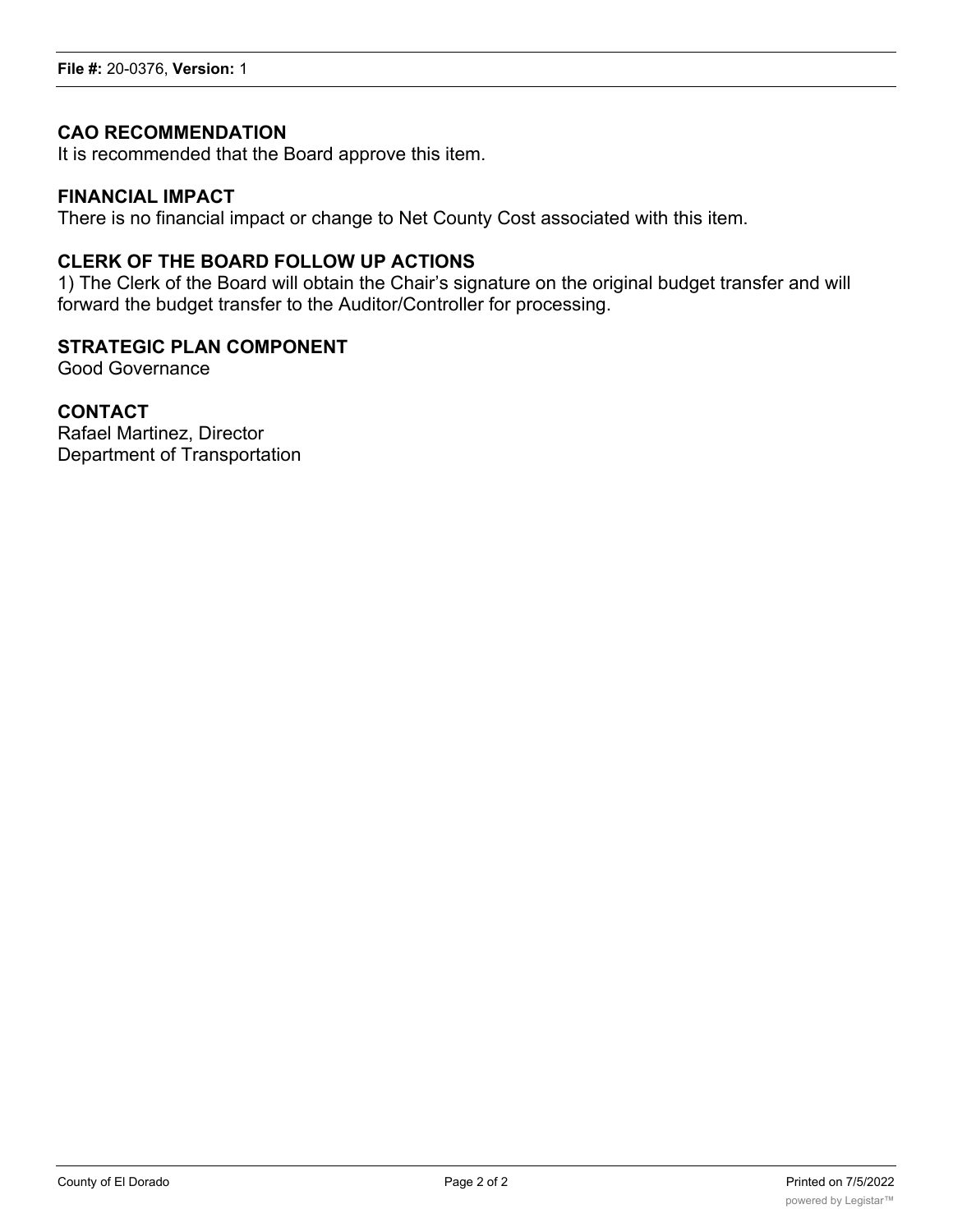## CAO RECOMMENDATION

It is recommended that the Board approve this item.

## FINANCIAL IMPACT

There is no financial impact or change to Net County Cost associated with this item.

## CLERK OF THE BOARD FOLLOW UP ACTIONS

1) The Clerk of the Board will obtain the Chair's signature on the original budget transfer and will forward the budget transfer to the Auditor/Controller for processing.

## STRATEGIC PLAN COMPONENT

Good Governance

## CONTACT

Rafael Martinez, Director
Department of Transportation